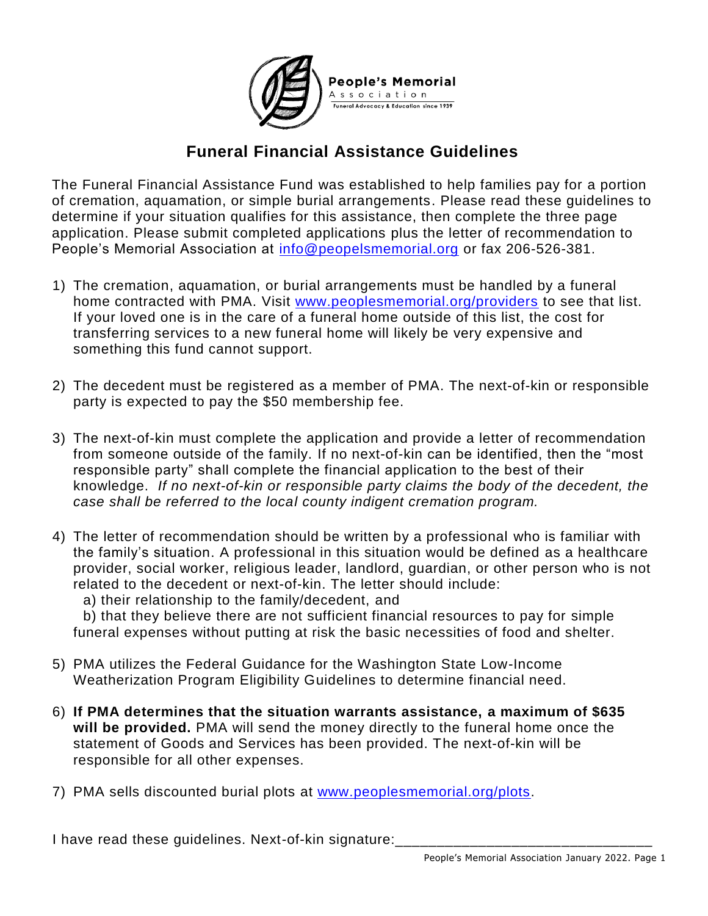People's Memorial Association
Funeral Advocacy & Education since 1939

# Funeral Financial Assistance Guidelines

The Funeral Financial Assistance Fund was established to help families pay for a portion of cremation, aquamation, or simple burial arrangements. Please read these guidelines to determine if your situation qualifies for this assistance, then complete the three page application. Please submit completed applications plus the letter of recommendation to People's Memorial Association at info@peopelsmemorial.org or fax 206-526-381.

1) The cremation, aquamation, or burial arrangements must be handled by a funeral home contracted with PMA. Visit www.peoplesmemorial.org/providers to see that list. If your loved one is in the care of a funeral home outside of this list, the cost for transferring services to a new funeral home will likely be very expensive and something this fund cannot support.

2) The decedent must be registered as a member of PMA. The next-of-kin or responsible party is expected to pay the $50 membership fee.

3) The next-of-kin must complete the application and provide a letter of recommendation from someone outside of the family. If no next-of-kin can be identified, then the "most responsible party" shall complete the financial application to the best of their knowledge. *If no next-of-kin or responsible party claims the body of the decedent, the case shall be referred to the local county indigent cremation program.*

4) The letter of recommendation should be written by a professional who is familiar with the family's situation. A professional in this situation would be defined as a healthcare provider, social worker, religious leader, landlord, guardian, or other person who is not related to the decedent or next-of-kin. The letter should include:
   a) their relationship to the family/decedent, and
   b) that they believe there are not sufficient financial resources to pay for simple funeral expenses without putting at risk the basic necessities of food and shelter.

5) PMA utilizes the Federal Guidance for the Washington State Low-Income Weatherization Program Eligibility Guidelines to determine financial need.

6) **If PMA determines that the situation warrants assistance, a maximum of $635 will be provided.** PMA will send the money directly to the funeral home once the statement of Goods and Services has been provided. The next-of-kin will be responsible for all other expenses.

7) PMA sells discounted burial plots at www.peoplesmemorial.org/plots.

I have read these guidelines. Next-of-kin signature:\_\_\_\_\_\_\_\_\_\_\_\_\_\_\_\_\_\_\_\_\_\_\_\_\_\_\_\_\_\_

People's Memorial Association January 2022.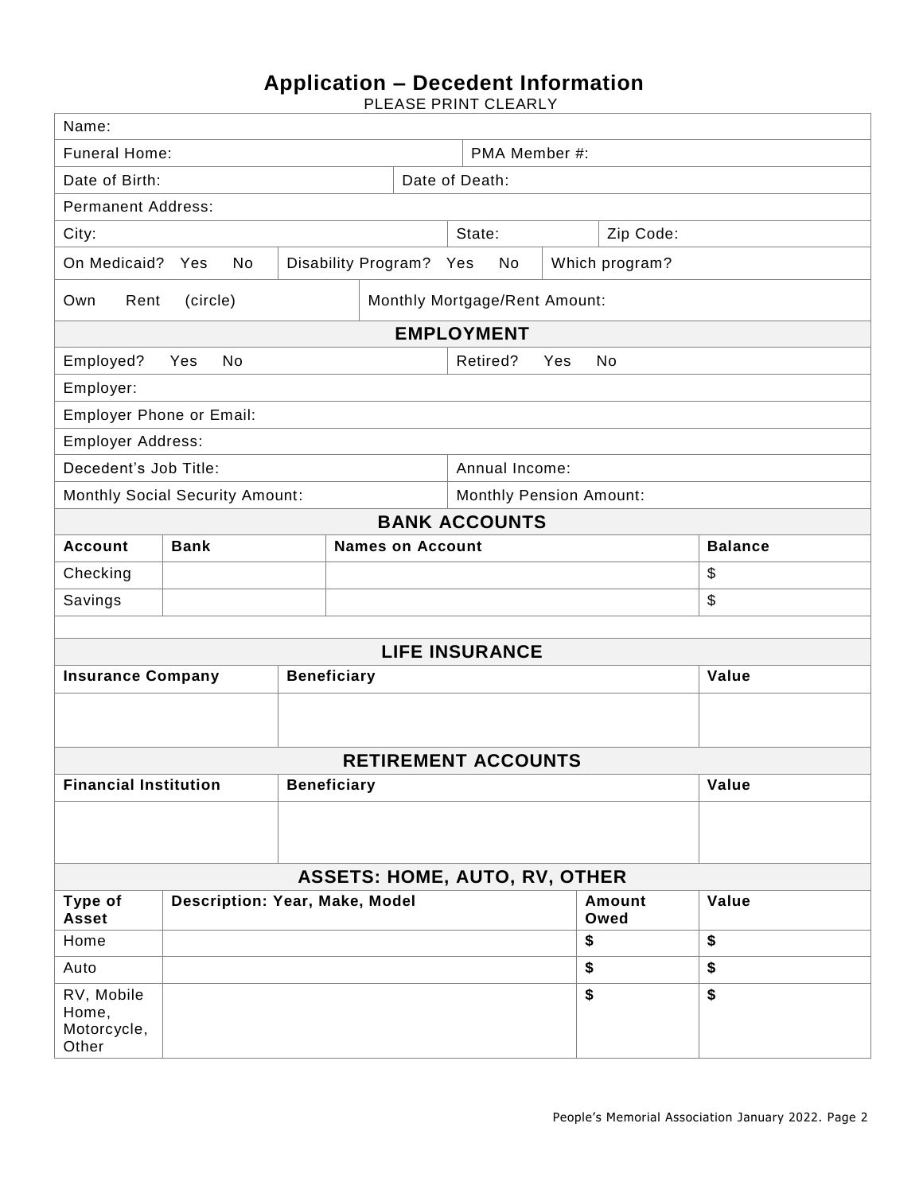# Application – Decedent Information

PLEASE PRINT CLEARLY

| | | | |
|---|---|---|---|
| Name: | | | |
| Funeral Home: | | PMA Member #: | |
| Date of Birth: | | Date of Death: | |
| Permanent Address: | | | |
| City: | State: | Zip Code: | |
| On Medicaid? Yes No | Disability Program? Yes No | Which program? | |
| Own Rent (circle) | Monthly Mortgage/Rent Amount: | | |

## EMPLOYMENT

| | |
|---|---|
| Employed? Yes No | Retired? Yes No |
| Employer: | |
| Employer Phone or Email: | |
| Employer Address: | |
| Decedent's Job Title: | Annual Income: |
| Monthly Social Security Amount: | Monthly Pension Amount: |

## BANK ACCOUNTS

| **Account** | **Bank** | **Names on Account** | **Balance** |
|---|---|---|---|
| Checking | | | $ |
| Savings | | | $ |

## LIFE INSURANCE

| **Insurance Company** | **Beneficiary** | **Value** |
|---|---|---|
| | | |

## RETIREMENT ACCOUNTS

| **Financial Institution** | **Beneficiary** | **Value** |
|---|---|---|
| | | |

## ASSETS: HOME, AUTO, RV, OTHER

| **Type of Asset** | **Description: Year, Make, Model** | **Amount Owed** | **Value** |
|---|---|---|---|
| Home | | **$** | **$** |
| Auto | | **$** | **$** |
| RV, Mobile Home, Motorcycle, Other | | **$** | **$** |

People's Memorial Association January 2022.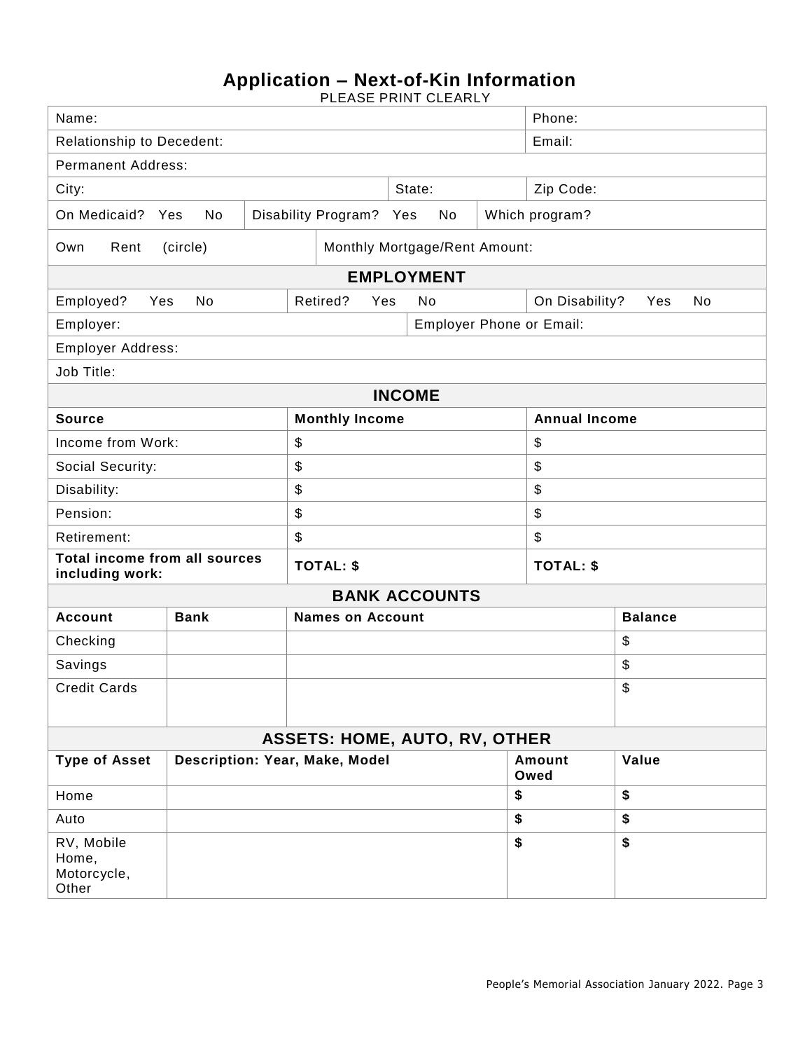# Application – Next-of-Kin Information

PLEASE PRINT CLEARLY

| | | | |
|---|---|---|---|
| Name: | | | Phone: |
| Relationship to Decedent: | | | Email: |
| Permanent Address: | | | |
| City: | | State: | Zip Code: |
| On Medicaid? Yes No | Disability Program? Yes No | Which program? | |
| Own Rent (circle) | Monthly Mortgage/Rent Amount: | | |

## EMPLOYMENT

| | | |
|---|---|---|
| Employed? Yes No | Retired? Yes No | On Disability? Yes No |
| Employer: | Employer Phone or Email: | |
| Employer Address: | | |
| Job Title: | | |

## INCOME

| Source | Monthly Income | Annual Income |
|---|---|---|
| Income from Work: | $ | $ |
| Social Security: | $ | $ |
| Disability: | $ | $ |
| Pension: | $ | $ |
| Retirement: | $ | $ |
| **Total income from all sources including work:** | **TOTAL: $** | **TOTAL: $** |

## BANK ACCOUNTS

| Account | Bank | Names on Account | Balance |
|---|---|---|---|
| Checking | | | $ |
| Savings | | | $ |
| Credit Cards | | | $ |

## ASSETS: HOME, AUTO, RV, OTHER

| Type of Asset | Description: Year, Make, Model | Amount Owed | Value |
|---|---|---|---|
| Home | | $ | $ |
| Auto | | $ | $ |
| RV, Mobile Home, Motorcycle, Other | | $ | $ |